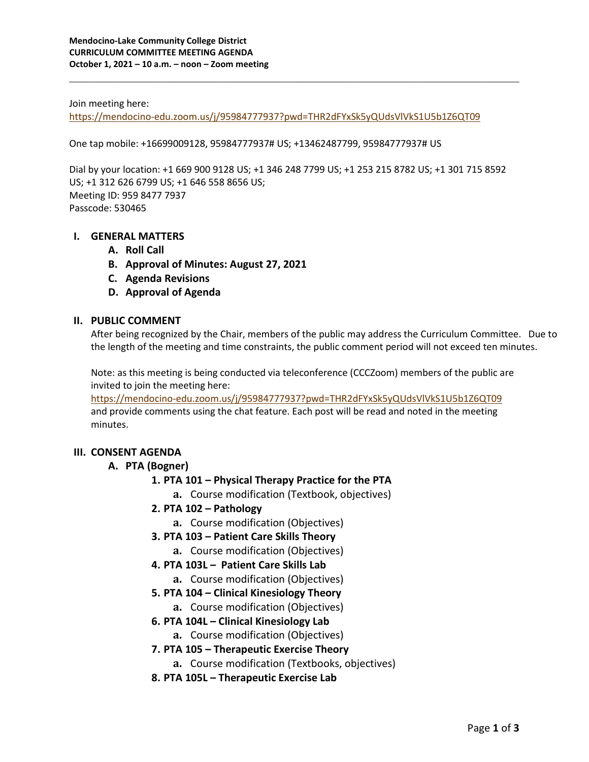**Mendocino-Lake Community College District**
**CURRICULUM COMMITTEE MEETING AGENDA**
**October 1, 2021 – 10 a.m. – noon – Zoom meeting**

---

Join meeting here:
https://mendocino-edu.zoom.us/j/95984777937?pwd=THR2dFYxSk5yQUdsVlVkS1U5b1Z6QT09

One tap mobile: +16699009128, 95984777937# US; +13462487799, 95984777937# US

Dial by your location: +1 669 900 9128 US; +1 346 248 7799 US; +1 253 215 8782 US; +1 301 715 8592 US; +1 312 626 6799 US; +1 646 558 8656 US;
Meeting ID: 959 8477 7937
Passcode: 530465

## I. GENERAL MATTERS

- **A. Roll Call**
- **B. Approval of Minutes: August 27, 2021**
- **C. Agenda Revisions**
- **D. Approval of Agenda**

## II. PUBLIC COMMENT

After being recognized by the Chair, members of the public may address the Curriculum Committee. Due to the length of the meeting and time constraints, the public comment period will not exceed ten minutes.

Note: as this meeting is being conducted via teleconference (CCCZoom) members of the public are invited to join the meeting here:
https://mendocino-edu.zoom.us/j/95984777937?pwd=THR2dFYxSk5yQUdsVlVkS1U5b1Z6QT09
and provide comments using the chat feature. Each post will be read and noted in the meeting minutes.

## III. CONSENT AGENDA

- **A. PTA (Bogner)**
  1. **PTA 101 – Physical Therapy Practice for the PTA**
     - **a.** Course modification (Textbook, objectives)
  2. **PTA 102 – Pathology**
     - **a.** Course modification (Objectives)
  3. **PTA 103 – Patient Care Skills Theory**
     - **a.** Course modification (Objectives)
  4. **PTA 103L – Patient Care Skills Lab**
     - **a.** Course modification (Objectives)
  5. **PTA 104 – Clinical Kinesiology Theory**
     - **a.** Course modification (Objectives)
  6. **PTA 104L – Clinical Kinesiology Lab**
     - **a.** Course modification (Objectives)
  7. **PTA 105 – Therapeutic Exercise Theory**
     - **a.** Course modification (Textbooks, objectives)
  8. **PTA 105L – Therapeutic Exercise Lab**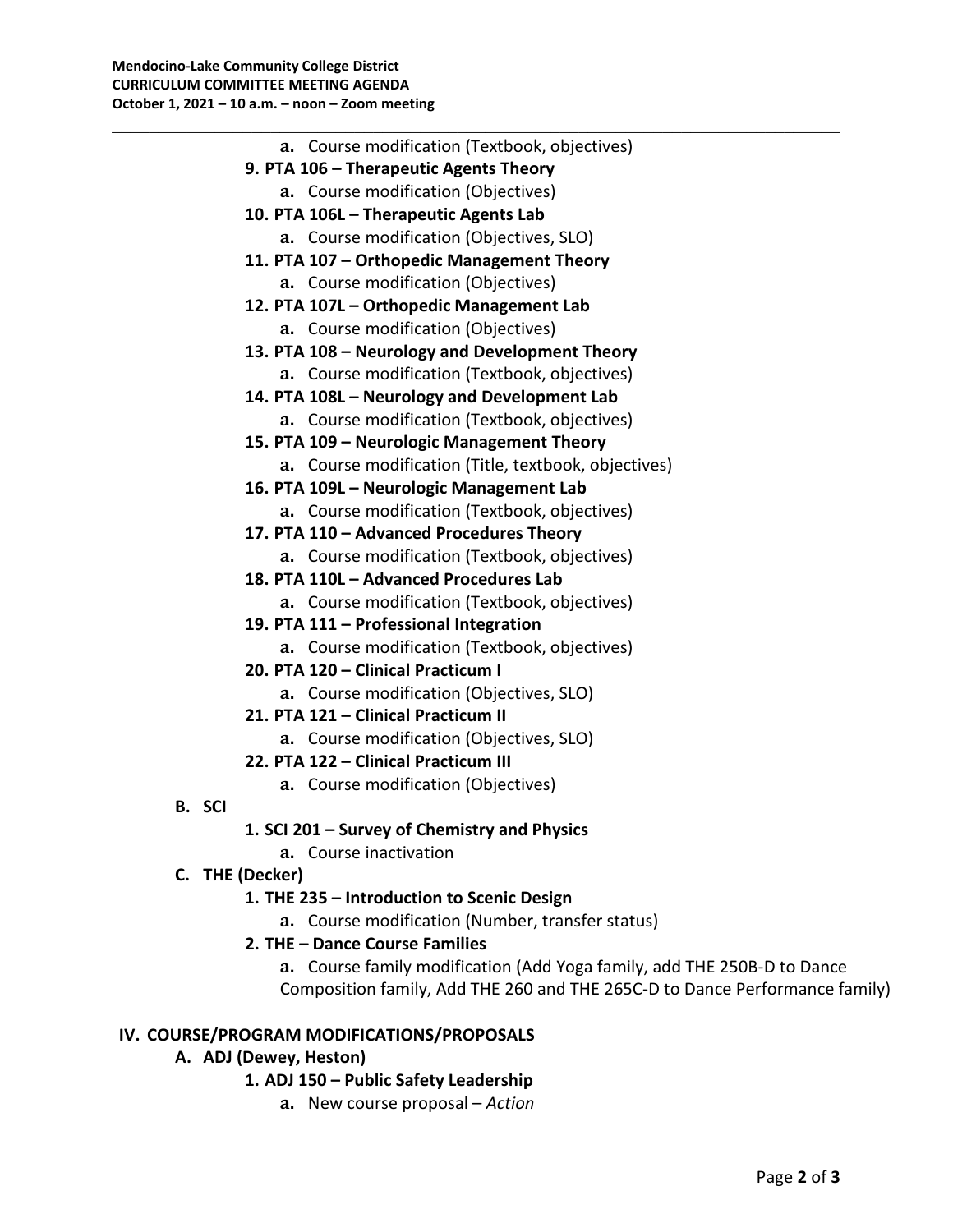- **a.** Course modification (Textbook, objectives)

9. **PTA 106 – Therapeutic Agents Theory**
    - **a.** Course modification (Objectives)
10. **PTA 106L – Therapeutic Agents Lab**
    - **a.** Course modification (Objectives, SLO)
11. **PTA 107 – Orthopedic Management Theory**
    - **a.** Course modification (Objectives)
12. **PTA 107L – Orthopedic Management Lab**
    - **a.** Course modification (Objectives)
13. **PTA 108 – Neurology and Development Theory**
    - **a.** Course modification (Textbook, objectives)
14. **PTA 108L – Neurology and Development Lab**
    - **a.** Course modification (Textbook, objectives)
15. **PTA 109 – Neurologic Management Theory**
    - **a.** Course modification (Title, textbook, objectives)
16. **PTA 109L – Neurologic Management Lab**
    - **a.** Course modification (Textbook, objectives)
17. **PTA 110 – Advanced Procedures Theory**
    - **a.** Course modification (Textbook, objectives)
18. **PTA 110L – Advanced Procedures Lab**
    - **a.** Course modification (Textbook, objectives)
19. **PTA 111 – Professional Integration**
    - **a.** Course modification (Textbook, objectives)
20. **PTA 120 – Clinical Practicum I**
    - **a.** Course modification (Objectives, SLO)
21. **PTA 121 – Clinical Practicum II**
    - **a.** Course modification (Objectives, SLO)
22. **PTA 122 – Clinical Practicum III**
    - **a.** Course modification (Objectives)

**B. SCI**

1. **SCI 201 – Survey of Chemistry and Physics**
    - **a.** Course inactivation

**C. THE (Decker)**

1. **THE 235 – Introduction to Scenic Design**
    - **a.** Course modification (Number, transfer status)
2. **THE – Dance Course Families**
    - **a.** Course family modification (Add Yoga family, add THE 250B-D to Dance Composition family, Add THE 260 and THE 265C-D to Dance Performance family)

## IV. COURSE/PROGRAM MODIFICATIONS/PROPOSALS

**A. ADJ (Dewey, Heston)**

1. **ADJ 150 – Public Safety Leadership**
    - **a.** New course proposal – *Action*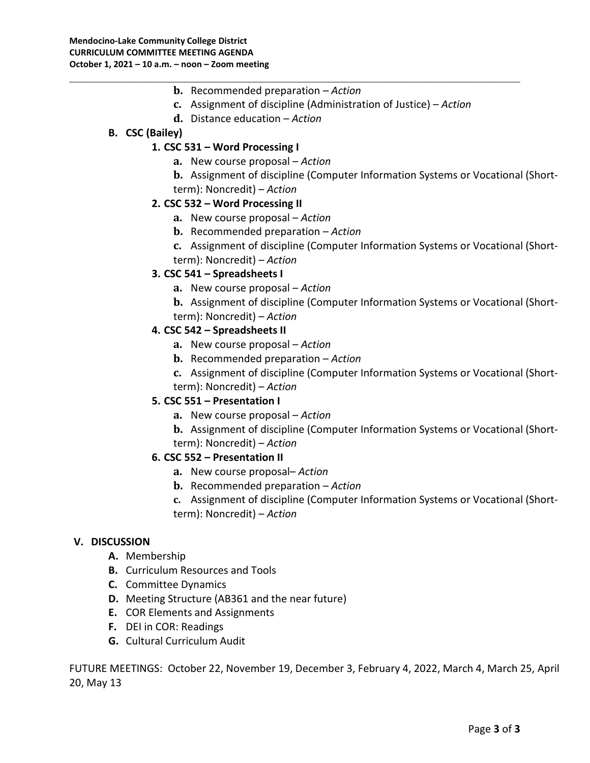- **b.** Recommended preparation – *Action*
- **c.** Assignment of discipline (Administration of Justice) – *Action*
- **d.** Distance education – *Action*

**B. CSC (Bailey)**

**1. CSC 531 – Word Processing I**

- **a.** New course proposal – *Action*
- **b.** Assignment of discipline (Computer Information Systems or Vocational (Short-term): Noncredit) – *Action*

**2. CSC 532 – Word Processing II**

- **a.** New course proposal – *Action*
- **b.** Recommended preparation – *Action*
- **c.** Assignment of discipline (Computer Information Systems or Vocational (Short-term): Noncredit) – *Action*

**3. CSC 541 – Spreadsheets I**

- **a.** New course proposal – *Action*
- **b.** Assignment of discipline (Computer Information Systems or Vocational (Short-term): Noncredit) – *Action*

**4. CSC 542 – Spreadsheets II**

- **a.** New course proposal – *Action*
- **b.** Recommended preparation – *Action*
- **c.** Assignment of discipline (Computer Information Systems or Vocational (Short-term): Noncredit) – *Action*

**5. CSC 551 – Presentation I**

- **a.** New course proposal – *Action*
- **b.** Assignment of discipline (Computer Information Systems or Vocational (Short-term): Noncredit) – *Action*

**6. CSC 552 – Presentation II**

- **a.** New course proposal– *Action*
- **b.** Recommended preparation – *Action*
- **c.** Assignment of discipline (Computer Information Systems or Vocational (Short-term): Noncredit) – *Action*

## V. DISCUSSION

- **A.** Membership
- **B.** Curriculum Resources and Tools
- **C.** Committee Dynamics
- **D.** Meeting Structure (AB361 and the near future)
- **E.** COR Elements and Assignments
- **F.** DEI in COR: Readings
- **G.** Cultural Curriculum Audit

FUTURE MEETINGS: October 22, November 19, December 3, February 4, 2022, March 4, March 25, April 20, May 13